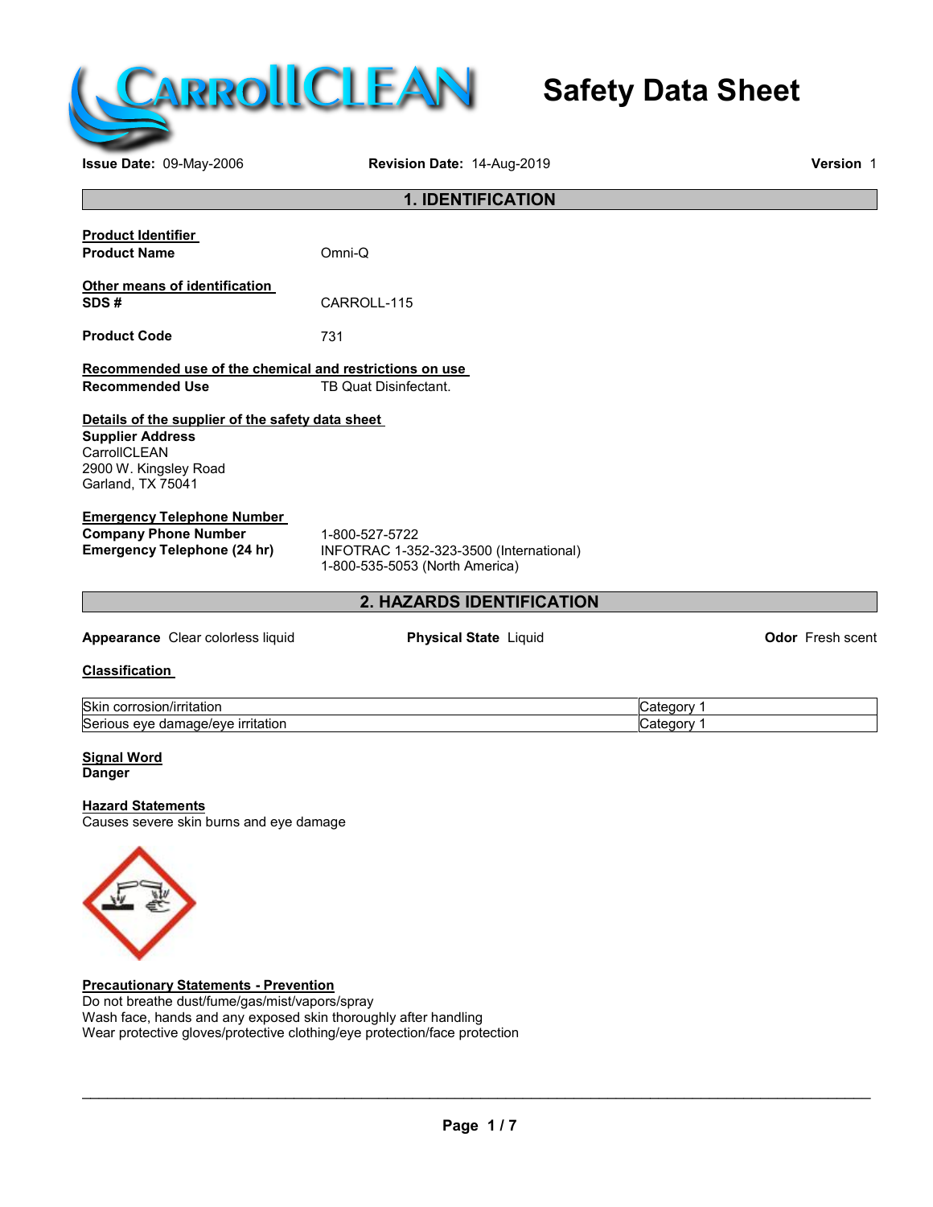# Safety Data Sheet

**Issue Date:** 09-May-2006 **Revision Date:** 14-Aug-2019 **Version** 1

## 1. IDENTIFICATION

**Product Identifier**

**Product Name** Omni-Q

**Other means of identification**

**SDS #** CARROLL-115

**Product Code** 731

**Recommended use of the chemical and restrictions on use**

**Recommended Use** TB Quat Disinfectant.

**Details of the supplier of the safety data sheet**

**Supplier Address**
CarrollCLEAN
2900 W. Kingsley Road
Garland, TX 75041

**Emergency Telephone Number**

**Company Phone Number** 1-800-527-5722

**Emergency Telephone (24 hr)** INFOTRAC 1-352-323-3500 (International)
1-800-535-5053 (North America)

## 2. HAZARDS IDENTIFICATION

**Appearance** Clear colorless liquid **Physical State** Liquid **Odor** Fresh scent

**Classification**

| | |
|---|---|
| Skin corrosion/irritation | Category 1 |
| Serious eye damage/eye irritation | Category 1 |

**Signal Word**

**Danger**

**Hazard Statements**

Causes severe skin burns and eye damage

**Precautionary Statements - Prevention**

Do not breathe dust/fume/gas/mist/vapors/spray
Wash face, hands and any exposed skin thoroughly after handling
Wear protective gloves/protective clothing/eye protection/face protection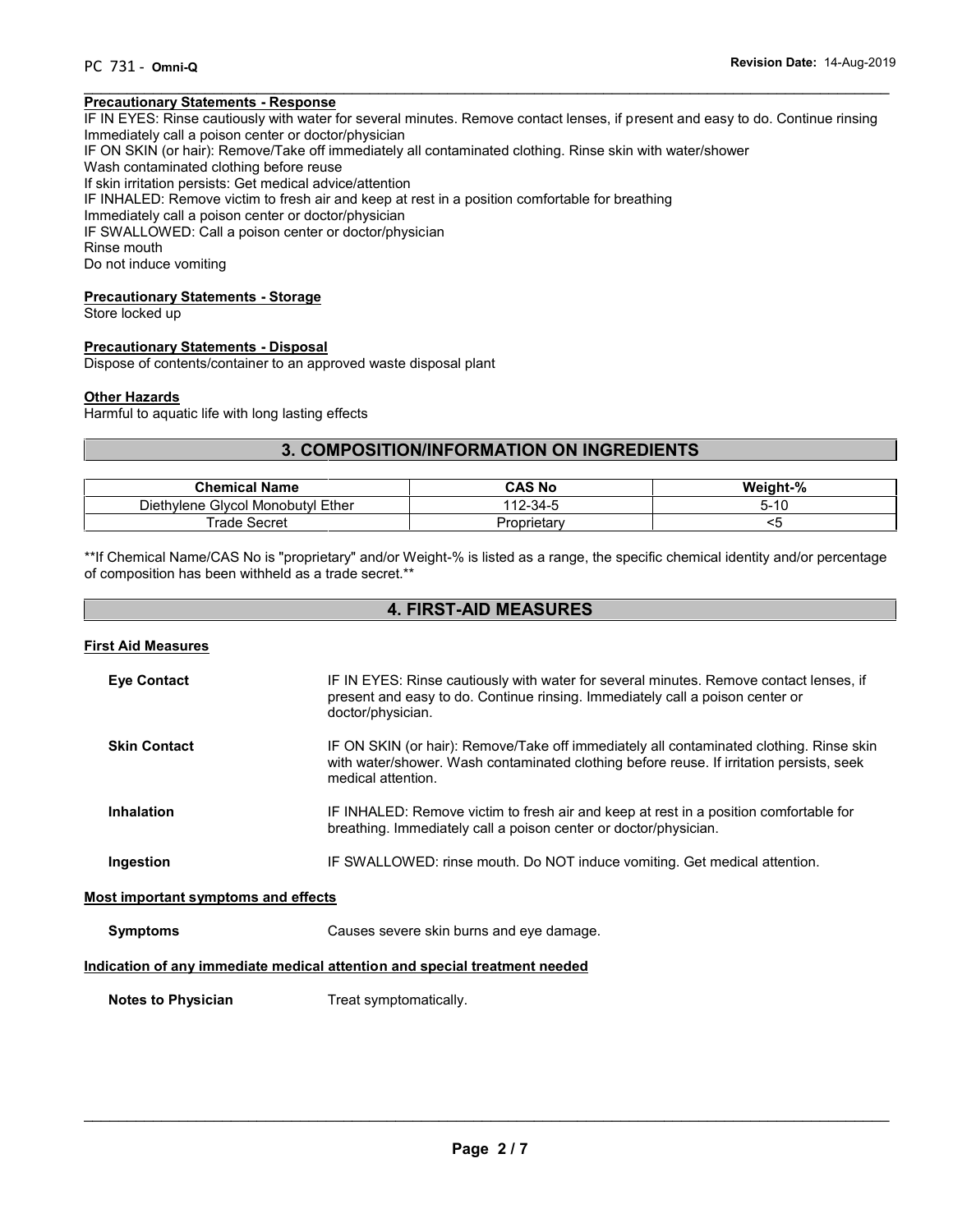### Precautionary Statements - Response

IF IN EYES: Rinse cautiously with water for several minutes. Remove contact lenses, if present and easy to do. Continue rinsing
Immediately call a poison center or doctor/physician
IF ON SKIN (or hair): Remove/Take off immediately all contaminated clothing. Rinse skin with water/shower
Wash contaminated clothing before reuse
If skin irritation persists: Get medical advice/attention
IF INHALED: Remove victim to fresh air and keep at rest in a position comfortable for breathing
Immediately call a poison center or doctor/physician
IF SWALLOWED: Call a poison center or doctor/physician
Rinse mouth
Do not induce vomiting

### Precautionary Statements - Storage

Store locked up

### Precautionary Statements - Disposal

Dispose of contents/container to an approved waste disposal plant

### Other Hazards

Harmful to aquatic life with long lasting effects

## 3. COMPOSITION/INFORMATION ON INGREDIENTS

| Chemical Name | CAS No | Weight-% |
|---|---|---|
| Diethylene Glycol Monobutyl Ether | 112-34-5 | 5-10 |
| Trade Secret | Proprietary | <5 |

**If Chemical Name/CAS No is "proprietary" and/or Weight-% is listed as a range, the specific chemical identity and/or percentage of composition has been withheld as a trade secret.**

## 4. FIRST-AID MEASURES

### First Aid Measures

**Eye Contact** IF IN EYES: Rinse cautiously with water for several minutes. Remove contact lenses, if present and easy to do. Continue rinsing. Immediately call a poison center or doctor/physician.

**Skin Contact** IF ON SKIN (or hair): Remove/Take off immediately all contaminated clothing. Rinse skin with water/shower. Wash contaminated clothing before reuse. If irritation persists, seek medical attention.

**Inhalation** IF INHALED: Remove victim to fresh air and keep at rest in a position comfortable for breathing. Immediately call a poison center or doctor/physician.

**Ingestion** IF SWALLOWED: rinse mouth. Do NOT induce vomiting. Get medical attention.

### Most important symptoms and effects

**Symptoms** Causes severe skin burns and eye damage.

### Indication of any immediate medical attention and special treatment needed

**Notes to Physician** Treat symptomatically.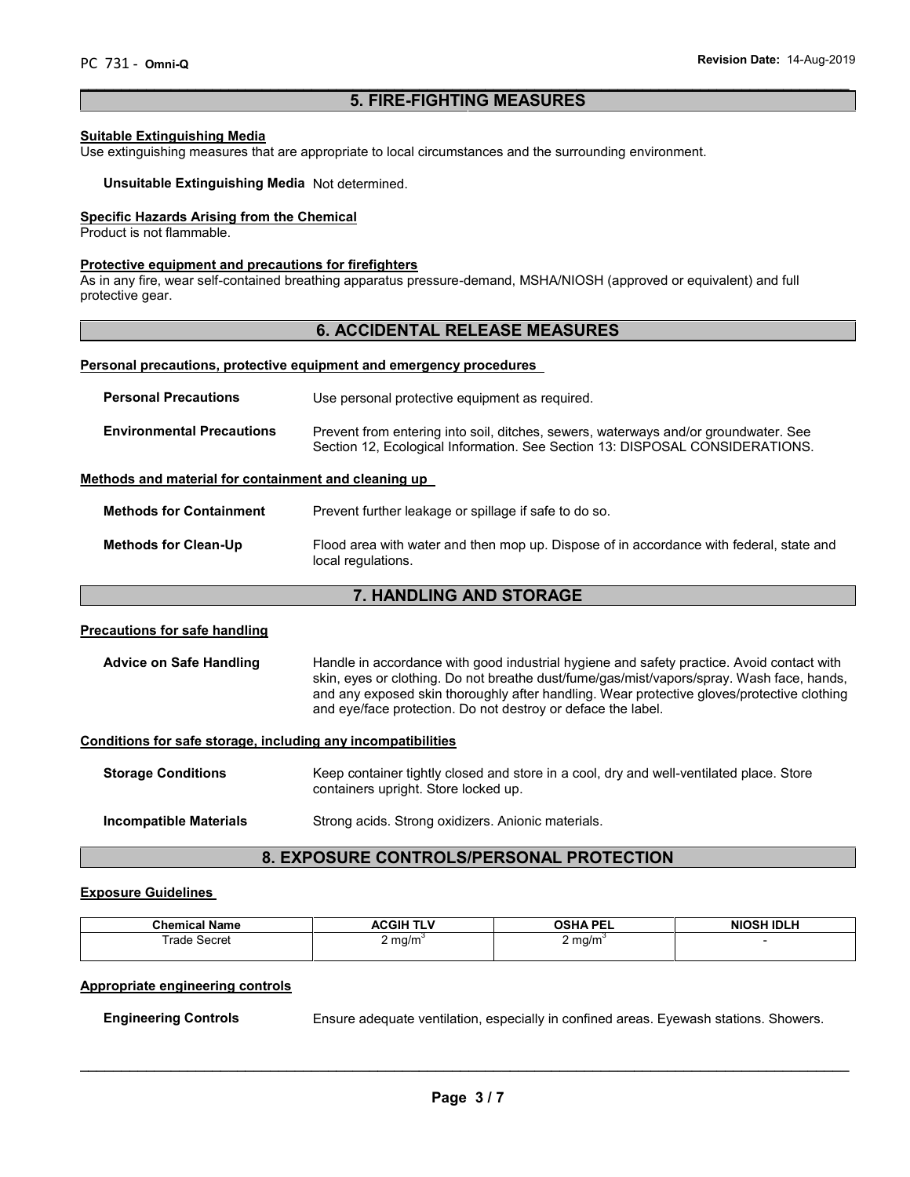## 5. FIRE-FIGHTING MEASURES

**Suitable Extinguishing Media**

Use extinguishing measures that are appropriate to local circumstances and the surrounding environment.

**Unsuitable Extinguishing Media** Not determined.

**Specific Hazards Arising from the Chemical**

Product is not flammable.

**Protective equipment and precautions for firefighters**

As in any fire, wear self-contained breathing apparatus pressure-demand, MSHA/NIOSH (approved or equivalent) and full protective gear.

## 6. ACCIDENTAL RELEASE MEASURES

**Personal precautions, protective equipment and emergency procedures**

**Personal Precautions** Use personal protective equipment as required.

**Environmental Precautions** Prevent from entering into soil, ditches, sewers, waterways and/or groundwater. See Section 12, Ecological Information. See Section 13: DISPOSAL CONSIDERATIONS.

**Methods and material for containment and cleaning up**

**Methods for Containment** Prevent further leakage or spillage if safe to do so.

**Methods for Clean-Up** Flood area with water and then mop up. Dispose of in accordance with federal, state and local regulations.

## 7. HANDLING AND STORAGE

**Precautions for safe handling**

**Advice on Safe Handling** Handle in accordance with good industrial hygiene and safety practice. Avoid contact with skin, eyes or clothing. Do not breathe dust/fume/gas/mist/vapors/spray. Wash face, hands, and any exposed skin thoroughly after handling. Wear protective gloves/protective clothing and eye/face protection. Do not destroy or deface the label.

**Conditions for safe storage, including any incompatibilities**

**Storage Conditions** Keep container tightly closed and store in a cool, dry and well-ventilated place. Store containers upright. Store locked up.

**Incompatible Materials** Strong acids. Strong oxidizers. Anionic materials.

## 8. EXPOSURE CONTROLS/PERSONAL PROTECTION

**Exposure Guidelines**

| Chemical Name | ACGIH TLV | OSHA PEL | NIOSH IDLH |
|---|---|---|---|
| Trade Secret | 2 $mg/m^3$ | 2 $mg/m^3$ | - |

**Appropriate engineering controls**

**Engineering Controls** Ensure adequate ventilation, especially in confined areas. Eyewash stations. Showers.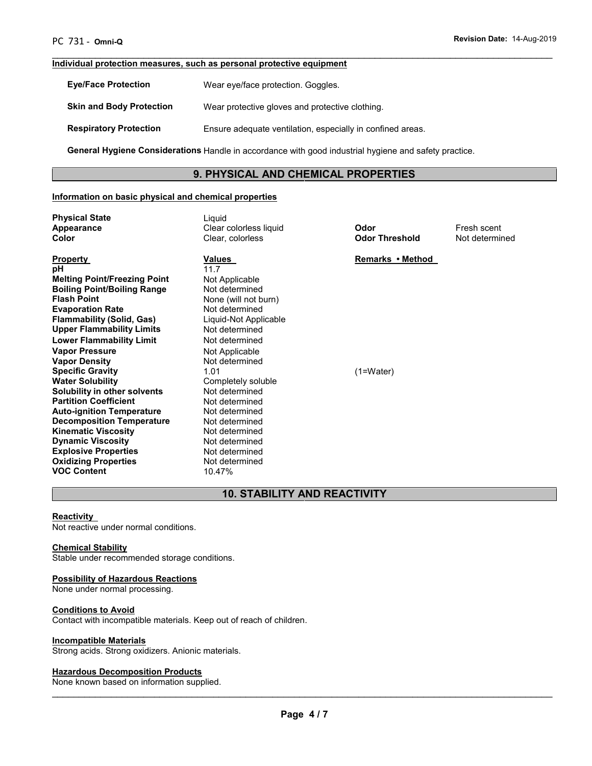#### Individual protection measures, such as personal protective equipment

| | |
|---|---|
| **Eye/Face Protection** | Wear eye/face protection. Goggles. |
| **Skin and Body Protection** | Wear protective gloves and protective clothing. |
| **Respiratory Protection** | Ensure adequate ventilation, especially in confined areas. |

**General Hygiene Considerations** Handle in accordance with good industrial hygiene and safety practice.

## 9. PHYSICAL AND CHEMICAL PROPERTIES

#### Information on basic physical and chemical properties

| | | | |
|---|---|---|---|
| **Physical State** | Liquid | | |
| **Appearance** | Clear colorless liquid | **Odor** | Fresh scent |
| **Color** | Clear, colorless | **Odor Threshold** | Not determined |

| **Property** | **Values** | **Remarks • Method** |
|---|---|---|
| **pH** | 11.7 | |
| **Melting Point/Freezing Point** | Not Applicable | |
| **Boiling Point/Boiling Range** | Not determined | |
| **Flash Point** | None (will not burn) | |
| **Evaporation Rate** | Not determined | |
| **Flammability (Solid, Gas)** | Liquid-Not Applicable | |
| **Upper Flammability Limits** | Not determined | |
| **Lower Flammability Limit** | Not determined | |
| **Vapor Pressure** | Not Applicable | |
| **Vapor Density** | Not determined | |
| **Specific Gravity** | 1.01 | (1=Water) |
| **Water Solubility** | Completely soluble | |
| **Solubility in other solvents** | Not determined | |
| **Partition Coefficient** | Not determined | |
| **Auto-ignition Temperature** | Not determined | |
| **Decomposition Temperature** | Not determined | |
| **Kinematic Viscosity** | Not determined | |
| **Dynamic Viscosity** | Not determined | |
| **Explosive Properties** | Not determined | |
| **Oxidizing Properties** | Not determined | |
| **VOC Content** | 10.47% | |

## 10. STABILITY AND REACTIVITY

#### Reactivity

Not reactive under normal conditions.

#### Chemical Stability

Stable under recommended storage conditions.

#### Possibility of Hazardous Reactions

None under normal processing.

#### Conditions to Avoid

Contact with incompatible materials. Keep out of reach of children.

#### Incompatible Materials

Strong acids. Strong oxidizers. Anionic materials.

#### Hazardous Decomposition Products

None known based on information supplied.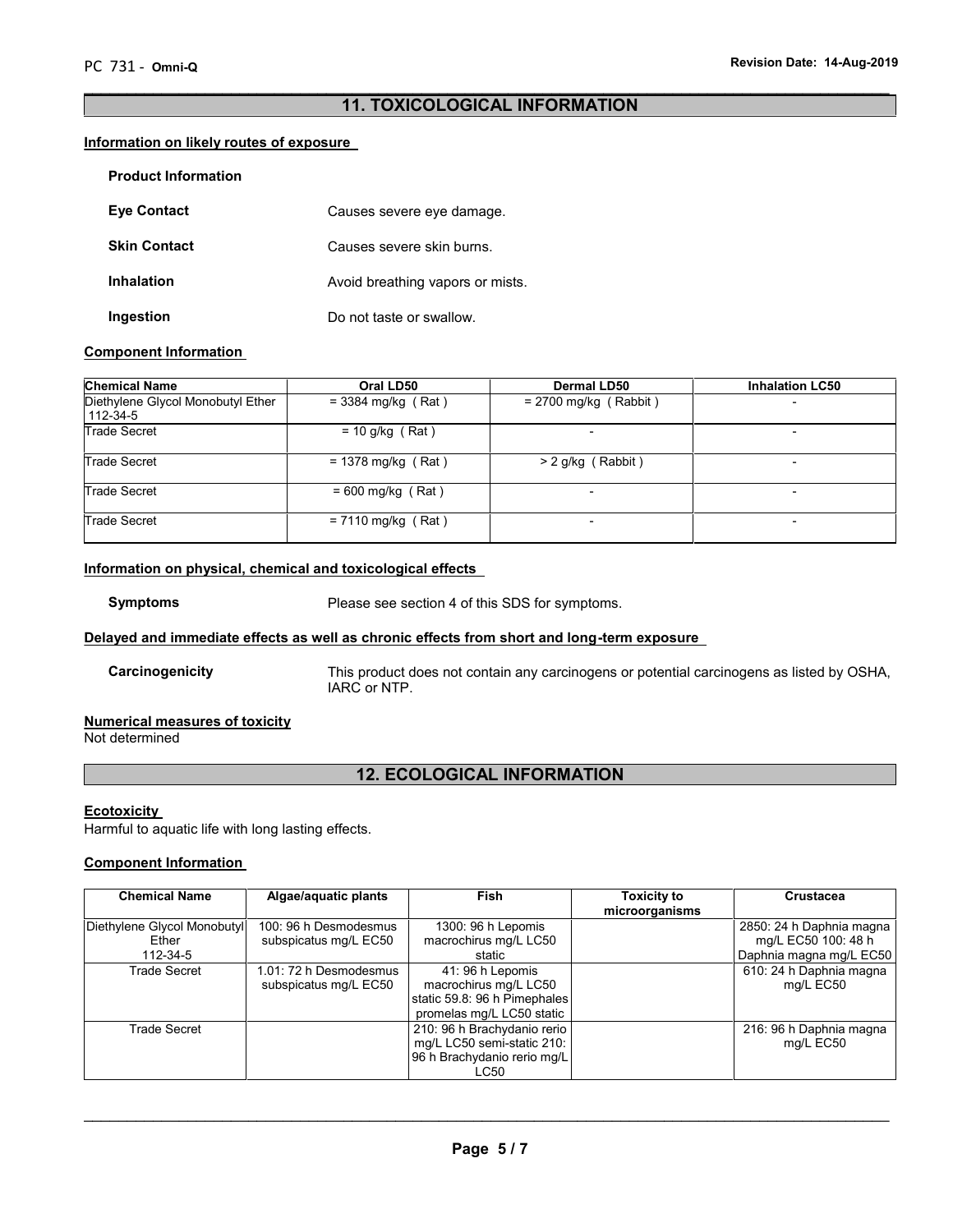## 11. TOXICOLOGICAL INFORMATION

### Information on likely routes of exposure

**Product Information**

**Eye Contact** Causes severe eye damage.

**Skin Contact** Causes severe skin burns.

**Inhalation** Avoid breathing vapors or mists.

**Ingestion** Do not taste or swallow.

### Component Information

| Chemical Name | Oral LD50 | Dermal LD50 | Inhalation LC50 |
|---|---|---|---|
| Diethylene Glycol Monobutyl Ether 112-34-5 | = 3384 mg/kg ( Rat ) | = 2700 mg/kg ( Rabbit ) | - |
| Trade Secret | = 10 g/kg ( Rat ) | - | - |
| Trade Secret | = 1378 mg/kg ( Rat ) | > 2 g/kg ( Rabbit ) | - |
| Trade Secret | = 600 mg/kg ( Rat ) | - | - |
| Trade Secret | = 7110 mg/kg ( Rat ) | - | - |

### Information on physical, chemical and toxicological effects

**Symptoms** Please see section 4 of this SDS for symptoms.

### Delayed and immediate effects as well as chronic effects from short and long-term exposure

**Carcinogenicity** This product does not contain any carcinogens or potential carcinogens as listed by OSHA, IARC or NTP.

### Numerical measures of toxicity

Not determined

## 12. ECOLOGICAL INFORMATION

### Ecotoxicity

Harmful to aquatic life with long lasting effects.

### Component Information

| Chemical Name | Algae/aquatic plants | Fish | Toxicity to microorganisms | Crustacea |
|---|---|---|---|---|
| Diethylene Glycol Monobutyl Ether 112-34-5 | 100: 96 h Desmodesmus subspicatus mg/L EC50 | 1300: 96 h Lepomis macrochirus mg/L LC50 static | | 2850: 24 h Daphnia magna mg/L EC50 100: 48 h Daphnia magna mg/L EC50 |
| Trade Secret | 1.01: 72 h Desmodesmus subspicatus mg/L EC50 | 41: 96 h Lepomis macrochirus mg/L LC50 static 59.8: 96 h Pimephales promelas mg/L LC50 static | | 610: 24 h Daphnia magna mg/L EC50 |
| Trade Secret | | 210: 96 h Brachydanio rerio mg/L LC50 semi-static 210: 96 h Brachydanio rerio mg/L LC50 | | 216: 96 h Daphnia magna mg/L EC50 |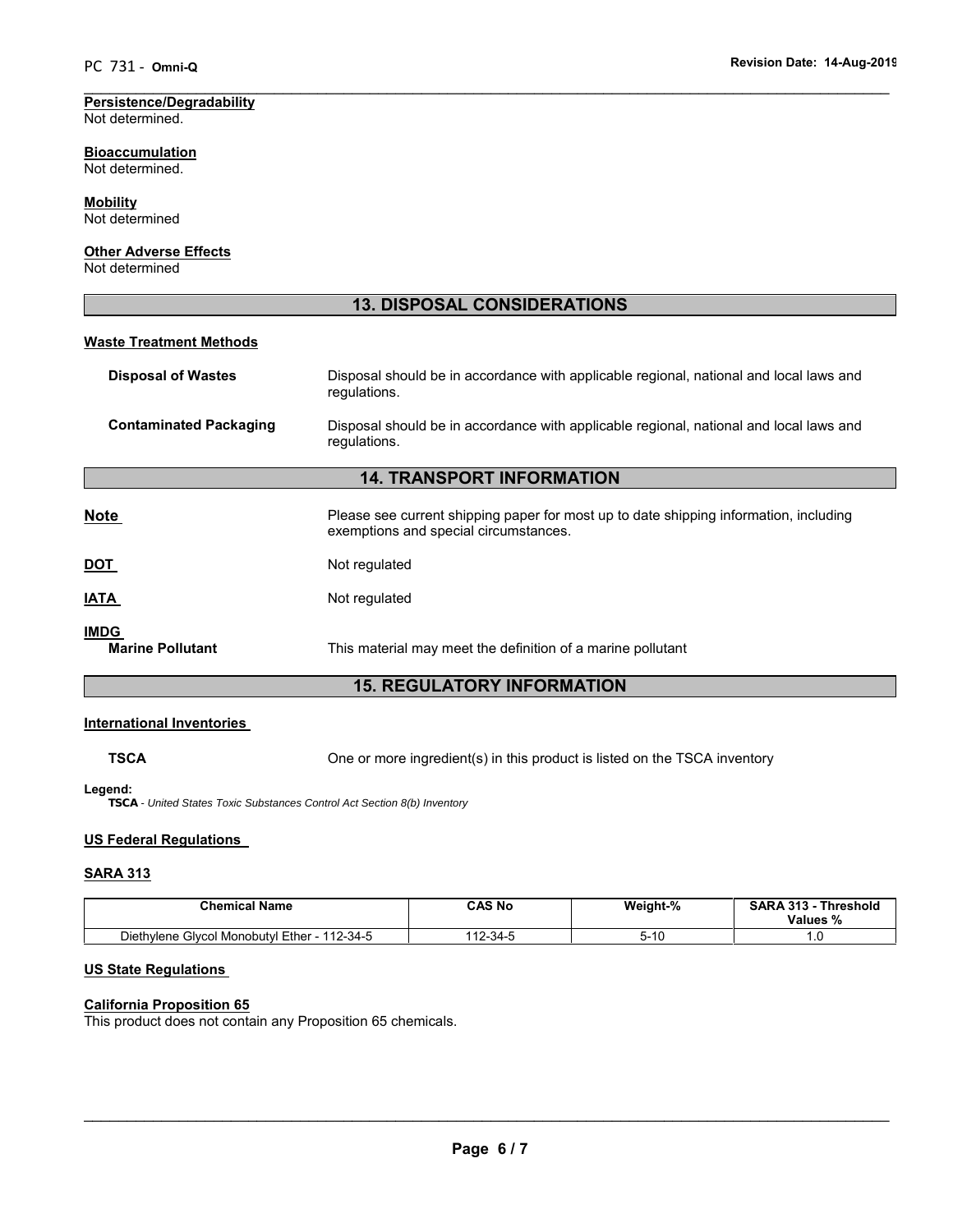**Persistence/Degradability**
Not determined.

**Bioaccumulation**
Not determined.

**Mobility**
Not determined

**Other Adverse Effects**
Not determined

## 13. DISPOSAL CONSIDERATIONS

**Waste Treatment Methods**

**Disposal of Wastes** — Disposal should be in accordance with applicable regional, national and local laws and regulations.

**Contaminated Packaging** — Disposal should be in accordance with applicable regional, national and local laws and regulations.

## 14. TRANSPORT INFORMATION

**Note** — Please see current shipping paper for most up to date shipping information, including exemptions and special circumstances.

**DOT** — Not regulated

**IATA** — Not regulated

**IMDG**
**Marine Pollutant** — This material may meet the definition of a marine pollutant

## 15. REGULATORY INFORMATION

**International Inventories**

**TSCA** — One or more ingredient(s) in this product is listed on the TSCA inventory

**Legend:**
**TSCA** - *United States Toxic Substances Control Act Section 8(b) Inventory*

**US Federal Regulations**

**SARA 313**

| Chemical Name | CAS No | Weight-% | SARA 313 - Threshold Values % |
|---|---|---|---|
| Diethylene Glycol Monobutyl Ether - 112-34-5 | 112-34-5 | 5-10 | 1.0 |

**US State Regulations**

**California Proposition 65**
This product does not contain any Proposition 65 chemicals.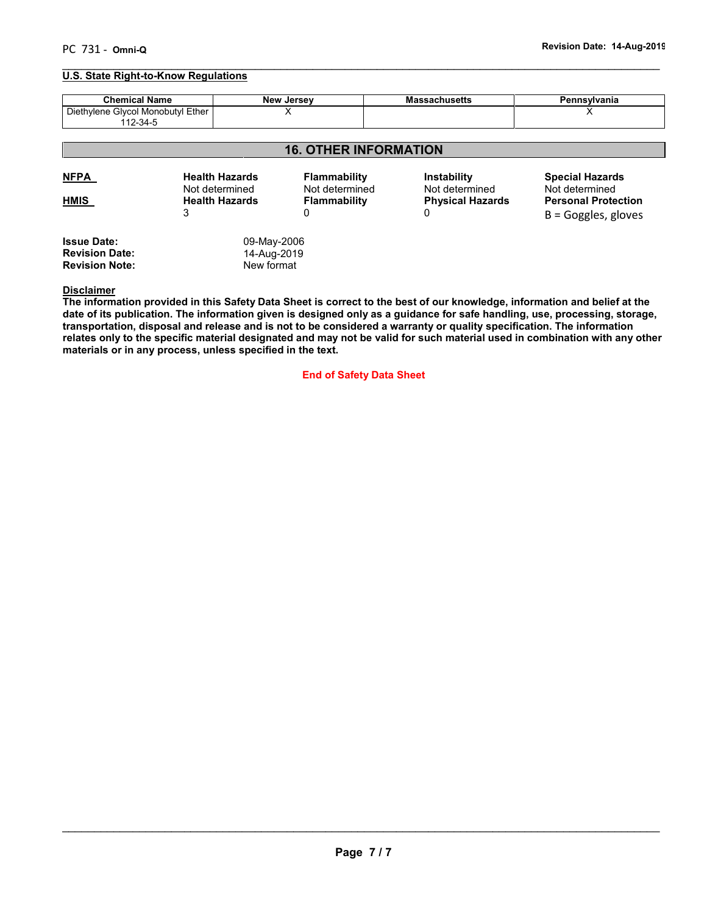**U.S. State Right-to-Know Regulations**

| Chemical Name | New Jersey | Massachusetts | Pennsylvania |
|---|---|---|---|
| Diethylene Glycol Monobutyl Ether 112-34-5 | X | | X |

## 16. OTHER INFORMATION

| | | | | |
|---|---|---|---|---|
| **NFPA** | **Health Hazards** Not determined | **Flammability** Not determined | **Instability** Not determined | **Special Hazards** Not determined |
| **HMIS** | **Health Hazards** 3 | **Flammability** 0 | **Physical Hazards** 0 | **Personal Protection** B = Goggles, gloves |

**Issue Date:** 09-May-2006
**Revision Date:** 14-Aug-2019
**Revision Note:** New format

**Disclaimer**

**The information provided in this Safety Data Sheet is correct to the best of our knowledge, information and belief at the date of its publication. The information given is designed only as a guidance for safe handling, use, processing, storage, transportation, disposal and release and is not to be considered a warranty or quality specification. The information relates only to the specific material designated and may not be valid for such material used in combination with any other materials or in any process, unless specified in the text.**

**End of Safety Data Sheet**